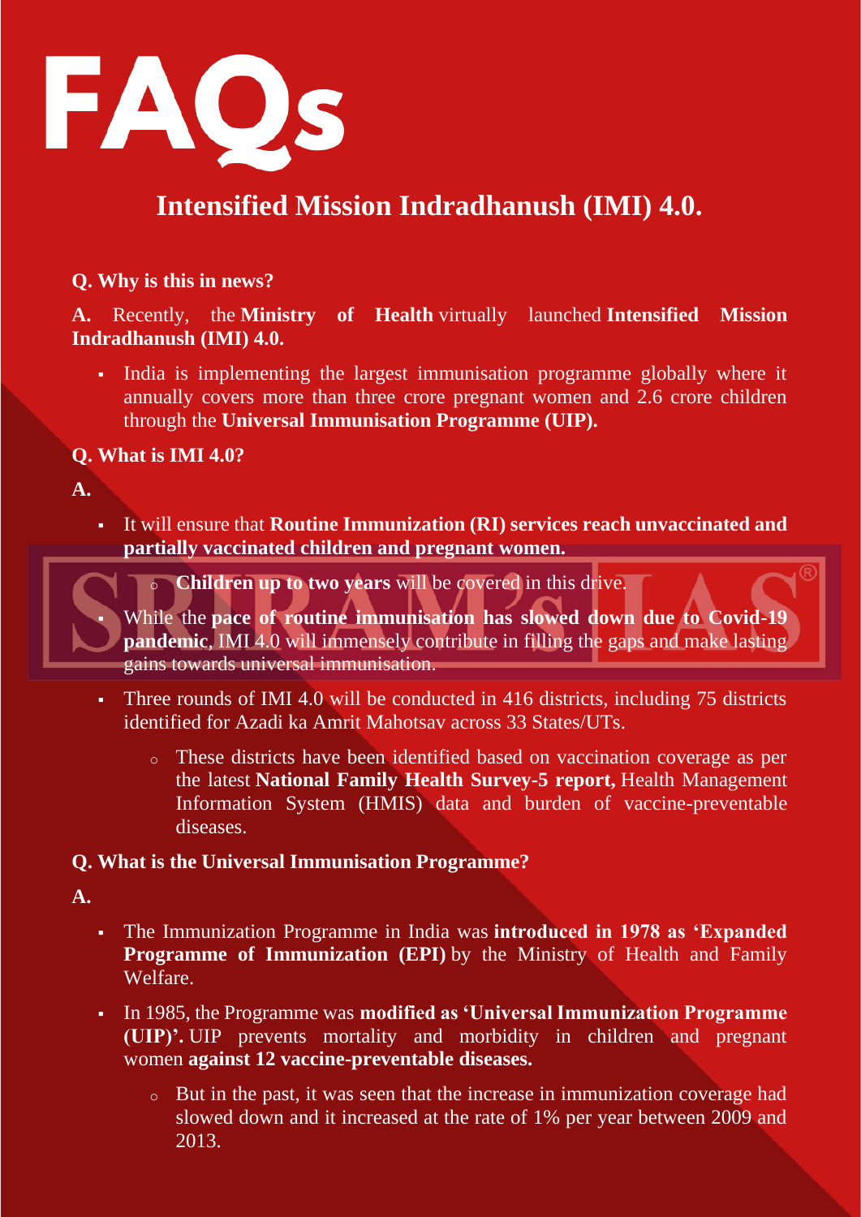# FAQs

## Intensified Mission Indradhanush (IMI) 4.0.

**Q. Why is this in news?**

**A.** Recently, the **Ministry of Health** virtually launched **Intensified Mission Indradhanush (IMI) 4.0.**

- India is implementing the largest immunisation programme globally where it annually covers more than three crore pregnant women and 2.6 crore children through the **Universal Immunisation Programme (UIP).**

**Q. What is IMI 4.0?**

**A.**

- It will ensure that **Routine Immunization (RI) services reach unvaccinated and partially vaccinated children and pregnant women.**
  - **Children up to two years** will be covered in this drive.
- While the **pace of routine immunisation has slowed down due to Covid-19 pandemic**, IMI 4.0 will immensely contribute in filling the gaps and make lasting gains towards universal immunisation.
- Three rounds of IMI 4.0 will be conducted in 416 districts, including 75 districts identified for Azadi ka Amrit Mahotsav across 33 States/UTs.
  - These districts have been identified based on vaccination coverage as per the latest **National Family Health Survey-5 report,** Health Management Information System (HMIS) data and burden of vaccine-preventable diseases.

**Q. What is the Universal Immunisation Programme?**

**A.**

- The Immunization Programme in India was **introduced in 1978 as 'Expanded Programme of Immunization (EPI)** by the Ministry of Health and Family Welfare.
- In 1985, the Programme was **modified as 'Universal Immunization Programme (UIP)'.** UIP prevents mortality and morbidity in children and pregnant women **against 12 vaccine-preventable diseases.**
  - But in the past, it was seen that the increase in immunization coverage had slowed down and it increased at the rate of 1% per year between 2009 and 2013.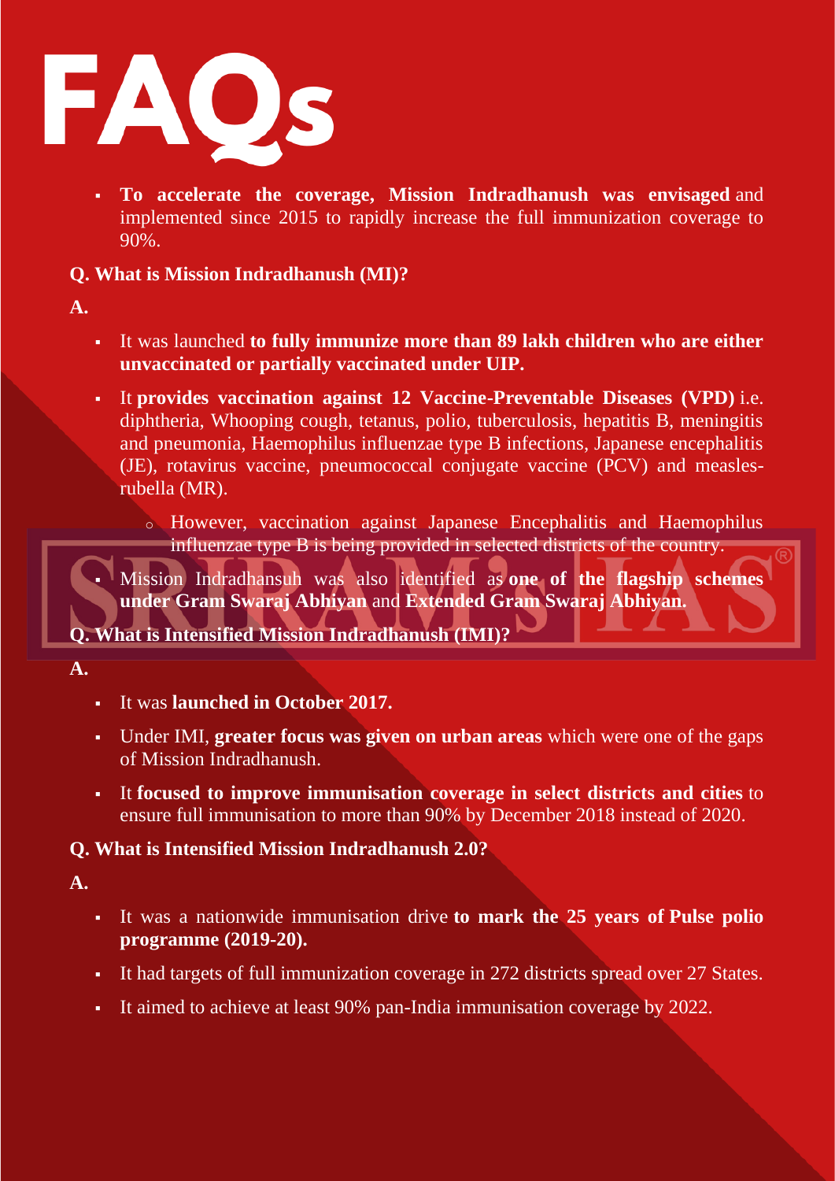# FAQs

- **To accelerate the coverage, Mission Indradhanush was envisaged** and implemented since 2015 to rapidly increase the full immunization coverage to 90%.

**Q. What is Mission Indradhanush (MI)?**

**A.**

- It was launched **to fully immunize more than 89 lakh children who are either unvaccinated or partially vaccinated under UIP.**
- It **provides vaccination against 12 Vaccine-Preventable Diseases (VPD)** i.e. diphtheria, Whooping cough, tetanus, polio, tuberculosis, hepatitis B, meningitis and pneumonia, Haemophilus influenzae type B infections, Japanese encephalitis (JE), rotavirus vaccine, pneumococcal conjugate vaccine (PCV) and measles-rubella (MR).
  - However, vaccination against Japanese Encephalitis and Haemophilus influenzae type B is being provided in selected districts of the country.
- Mission Indradhansuh was also identified as **one of the flagship schemes under Gram Swaraj Abhiyan** and **Extended Gram Swaraj Abhiyan.**

**Q. What is Intensified Mission Indradhanush (IMI)?**

**A.**

- It was **launched in October 2017.**
- Under IMI, **greater focus was given on urban areas** which were one of the gaps of Mission Indradhanush.
- It **focused to improve immunisation coverage in select districts and cities** to ensure full immunisation to more than 90% by December 2018 instead of 2020.

**Q. What is Intensified Mission Indradhanush 2.0?**

**A.**

- It was a nationwide immunisation drive **to mark the 25 years of Pulse polio programme (2019-20).**
- It had targets of full immunization coverage in 272 districts spread over 27 States.
- It aimed to achieve at least 90% pan-India immunisation coverage by 2022.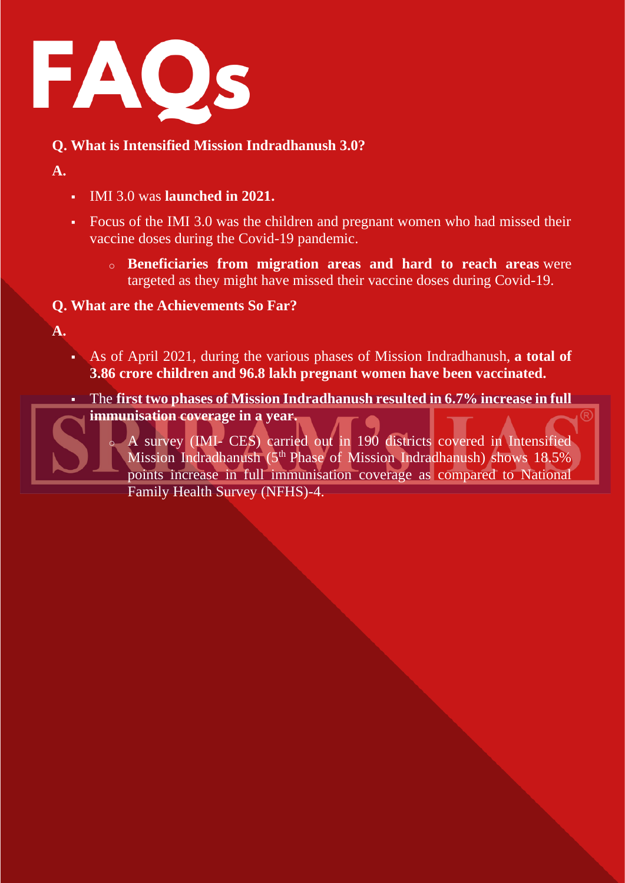# FAQs

**Q. What is Intensified Mission Indradhanush 3.0?**

**A.**

- IMI 3.0 was **launched in 2021.**
- Focus of the IMI 3.0 was the children and pregnant women who had missed their vaccine doses during the Covid-19 pandemic.
  - **Beneficiaries from migration areas and hard to reach areas** were targeted as they might have missed their vaccine doses during Covid-19.

**Q. What are the Achievements So Far?**

**A.**

- As of April 2021, during the various phases of Mission Indradhanush, **a total of 3.86 crore children and 96.8 lakh pregnant women have been vaccinated.**
- The **first two phases of Mission Indradhanush resulted in 6.7% increase in full immunisation coverage in a year.**
  - A survey (IMI- CES) carried out in 190 districts covered in Intensified Mission Indradhanush (5th Phase of Mission Indradhanush) shows 18.5% points increase in full immunisation coverage as compared to National Family Health Survey (NFHS)-4.